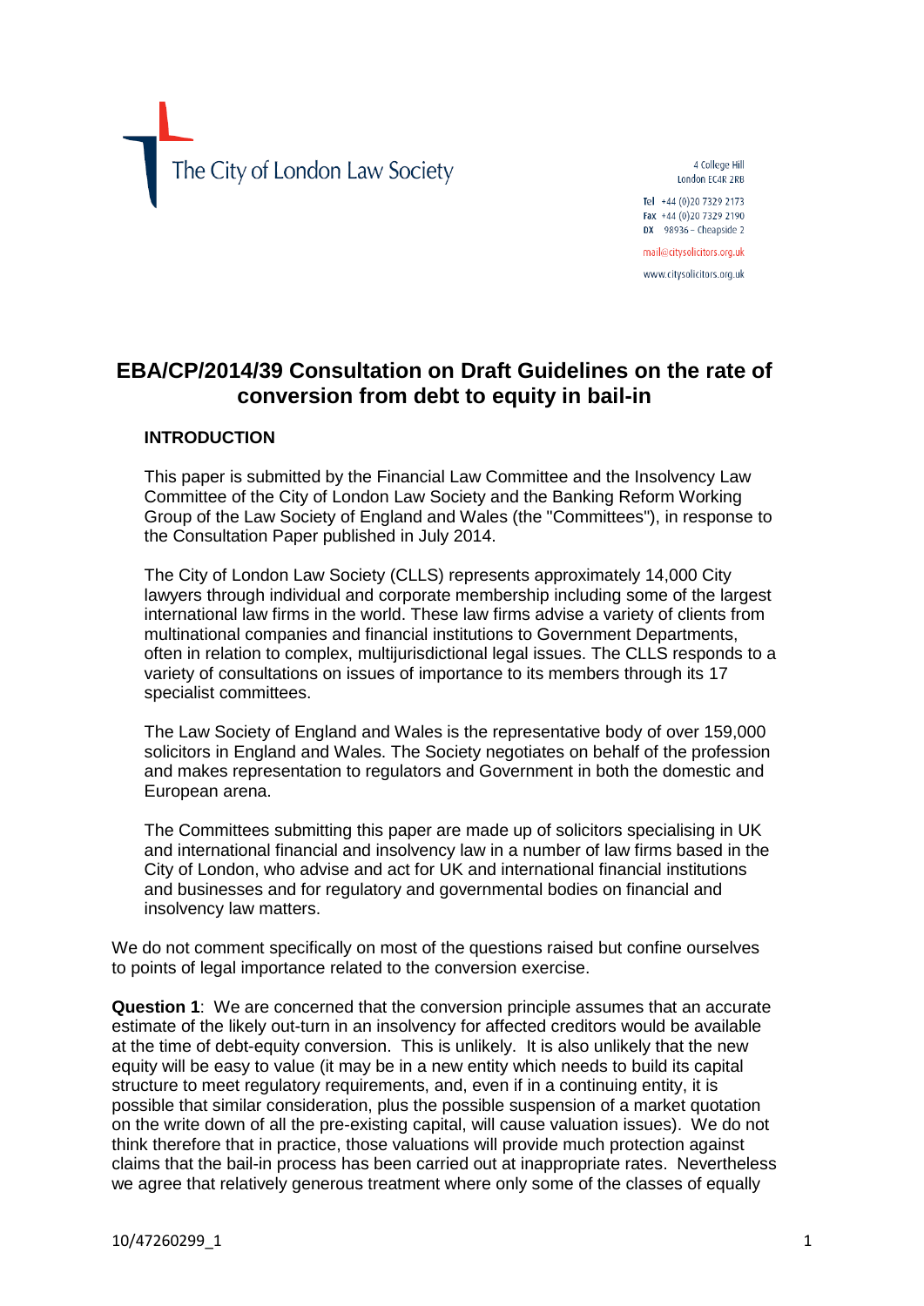The City of London Law Society

4 College Hill
London EC4R 2RB

Tel +44 (0)20 7329 2173
Fax +44 (0)20 7329 2190
DX 98936 – Cheapside 2

mail@citysolicitors.org.uk

www.citysolicitors.org.uk

# EBA/CP/2014/39 Consultation on Draft Guidelines on the rate of conversion from debt to equity in bail-in

## INTRODUCTION

This paper is submitted by the Financial Law Committee and the Insolvency Law Committee of the City of London Law Society and the Banking Reform Working Group of the Law Society of England and Wales (the "Committees"), in response to the Consultation Paper published in July 2014.

The City of London Law Society (CLLS) represents approximately 14,000 City lawyers through individual and corporate membership including some of the largest international law firms in the world. These law firms advise a variety of clients from multinational companies and financial institutions to Government Departments, often in relation to complex, multijurisdictional legal issues. The CLLS responds to a variety of consultations on issues of importance to its members through its 17 specialist committees.

The Law Society of England and Wales is the representative body of over 159,000 solicitors in England and Wales. The Society negotiates on behalf of the profession and makes representation to regulators and Government in both the domestic and European arena.

The Committees submitting this paper are made up of solicitors specialising in UK and international financial and insolvency law in a number of law firms based in the City of London, who advise and act for UK and international financial institutions and businesses and for regulatory and governmental bodies on financial and insolvency law matters.

We do not comment specifically on most of the questions raised but confine ourselves to points of legal importance related to the conversion exercise.

**Question 1**: We are concerned that the conversion principle assumes that an accurate estimate of the likely out-turn in an insolvency for affected creditors would be available at the time of debt-equity conversion. This is unlikely. It is also unlikely that the new equity will be easy to value (it may be in a new entity which needs to build its capital structure to meet regulatory requirements, and, even if in a continuing entity, it is possible that similar consideration, plus the possible suspension of a market quotation on the write down of all the pre-existing capital, will cause valuation issues). We do not think therefore that in practice, those valuations will provide much protection against claims that the bail-in process has been carried out at inappropriate rates. Nevertheless we agree that relatively generous treatment where only some of the classes of equally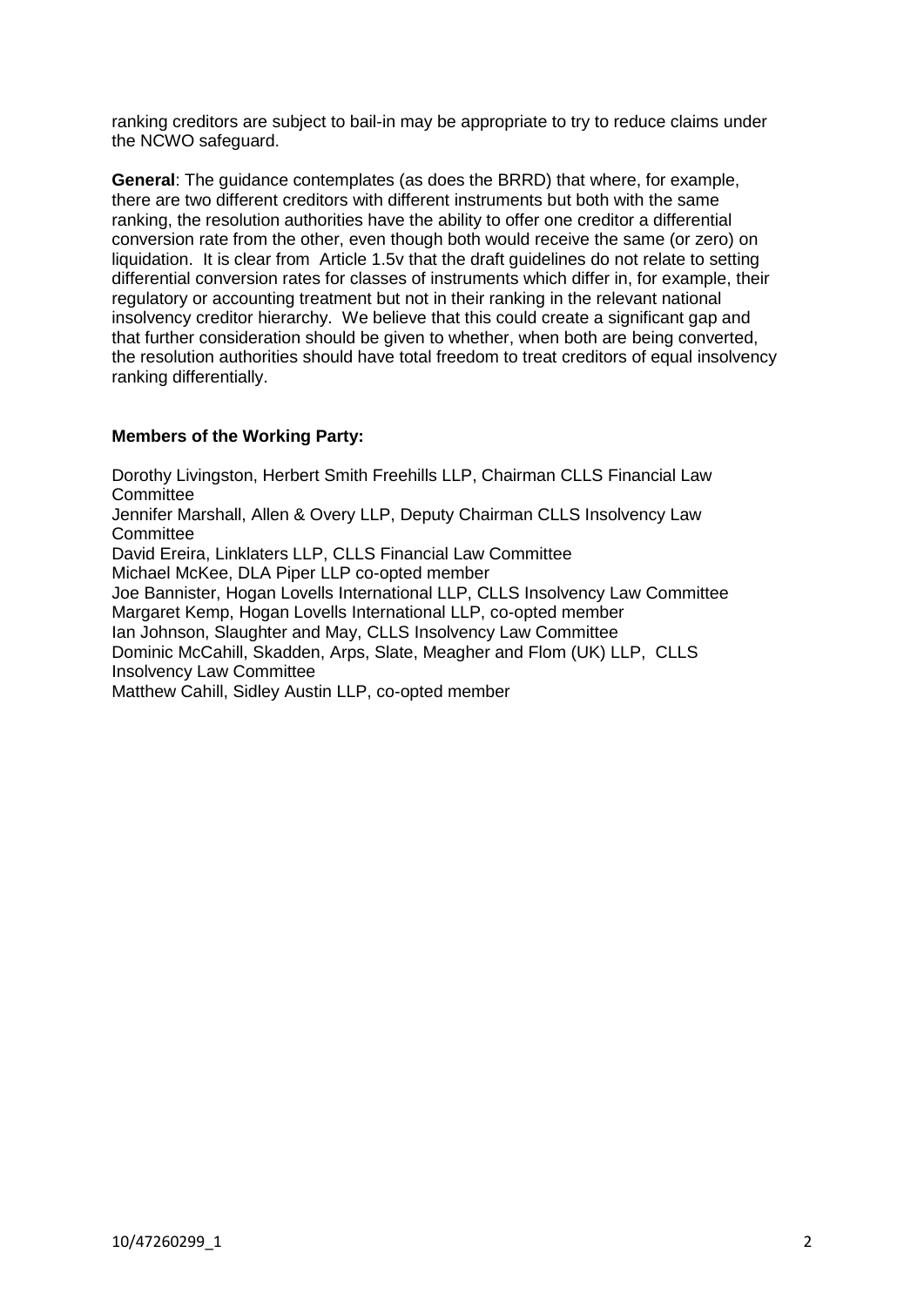ranking creditors are subject to bail-in may be appropriate to try to reduce claims under the NCWO safeguard.

**General**: The guidance contemplates (as does the BRRD) that where, for example, there are two different creditors with different instruments but both with the same ranking, the resolution authorities have the ability to offer one creditor a differential conversion rate from the other, even though both would receive the same (or zero) on liquidation. It is clear from Article 1.5v that the draft guidelines do not relate to setting differential conversion rates for classes of instruments which differ in, for example, their regulatory or accounting treatment but not in their ranking in the relevant national insolvency creditor hierarchy. We believe that this could create a significant gap and that further consideration should be given to whether, when both are being converted, the resolution authorities should have total freedom to treat creditors of equal insolvency ranking differentially.

**Members of the Working Party:**

Dorothy Livingston, Herbert Smith Freehills LLP, Chairman CLLS Financial Law Committee
Jennifer Marshall, Allen & Overy LLP, Deputy Chairman CLLS Insolvency Law Committee
David Ereira, Linklaters LLP, CLLS Financial Law Committee
Michael McKee, DLA Piper LLP co-opted member
Joe Bannister, Hogan Lovells International LLP, CLLS Insolvency Law Committee
Margaret Kemp, Hogan Lovells International LLP, co-opted member
Ian Johnson, Slaughter and May, CLLS Insolvency Law Committee
Dominic McCahill, Skadden, Arps, Slate, Meagher and Flom (UK) LLP, CLLS Insolvency Law Committee
Matthew Cahill, Sidley Austin LLP, co-opted member